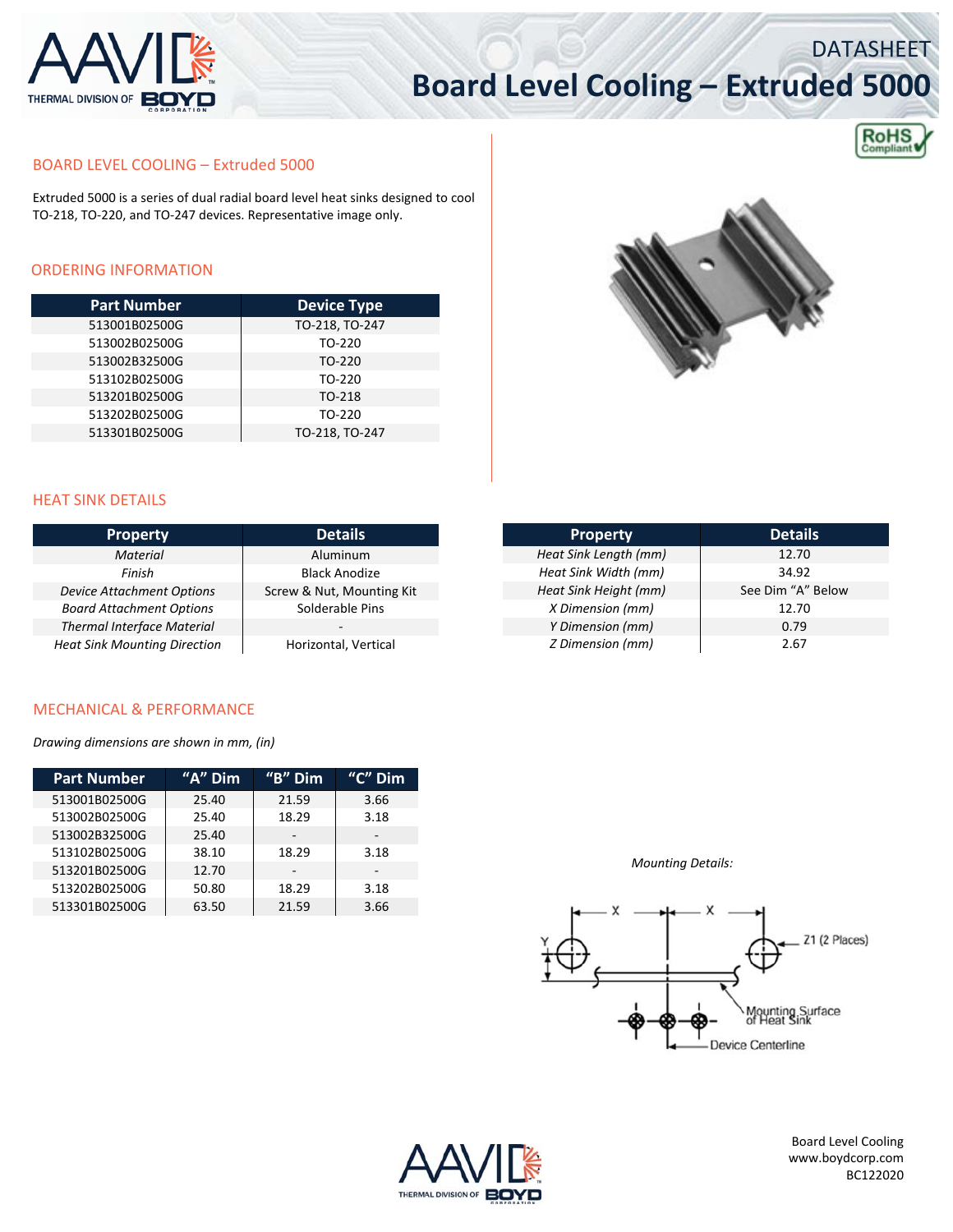# DATASHEET
# Board Level Cooling – Extruded 5000

## BOARD LEVEL COOLING – Extruded 5000

Extruded 5000 is a series of dual radial board level heat sinks designed to cool TO-218, TO-220, and TO-247 devices. Representative image only.

## ORDERING INFORMATION

| Part Number | Device Type |
|---|---|
| 513001B02500G | TO-218, TO-247 |
| 513002B02500G | TO-220 |
| 513002B32500G | TO-220 |
| 513102B02500G | TO-220 |
| 513201B02500G | TO-218 |
| 513202B02500G | TO-220 |
| 513301B02500G | TO-218, TO-247 |

## HEAT SINK DETAILS

| Property | Details |
|---|---|
| *Material* | Aluminum |
| *Finish* | Black Anodize |
| *Device Attachment Options* | Screw & Nut, Mounting Kit |
| *Board Attachment Options* | Solderable Pins |
| *Thermal Interface Material* | - |
| *Heat Sink Mounting Direction* | Horizontal, Vertical |

| Property | Details |
|---|---|
| *Heat Sink Length (mm)* | 12.70 |
| *Heat Sink Width (mm)* | 34.92 |
| *Heat Sink Height (mm)* | See Dim “A” Below |
| *X Dimension (mm)* | 12.70 |
| *Y Dimension (mm)* | 0.79 |
| *Z Dimension (mm)* | 2.67 |

## MECHANICAL & PERFORMANCE

*Drawing dimensions are shown in mm, (in)*

| Part Number | “A” Dim | “B” Dim | “C” Dim |
|---|---|---|---|
| 513001B02500G | 25.40 | 21.59 | 3.66 |
| 513002B02500G | 25.40 | 18.29 | 3.18 |
| 513002B32500G | 25.40 | - | - |
| 513102B02500G | 38.10 | 18.29 | 3.18 |
| 513201B02500G | 12.70 | - | - |
| 513202B02500G | 50.80 | 18.29 | 3.18 |
| 513301B02500G | 63.50 | 21.59 | 3.66 |

*Mounting Details:*

X X Y Z1 (2 Places) Mounting Surface of Heat Sink Device Centerline

Board Level Cooling
www.boydcorp.com
BC122020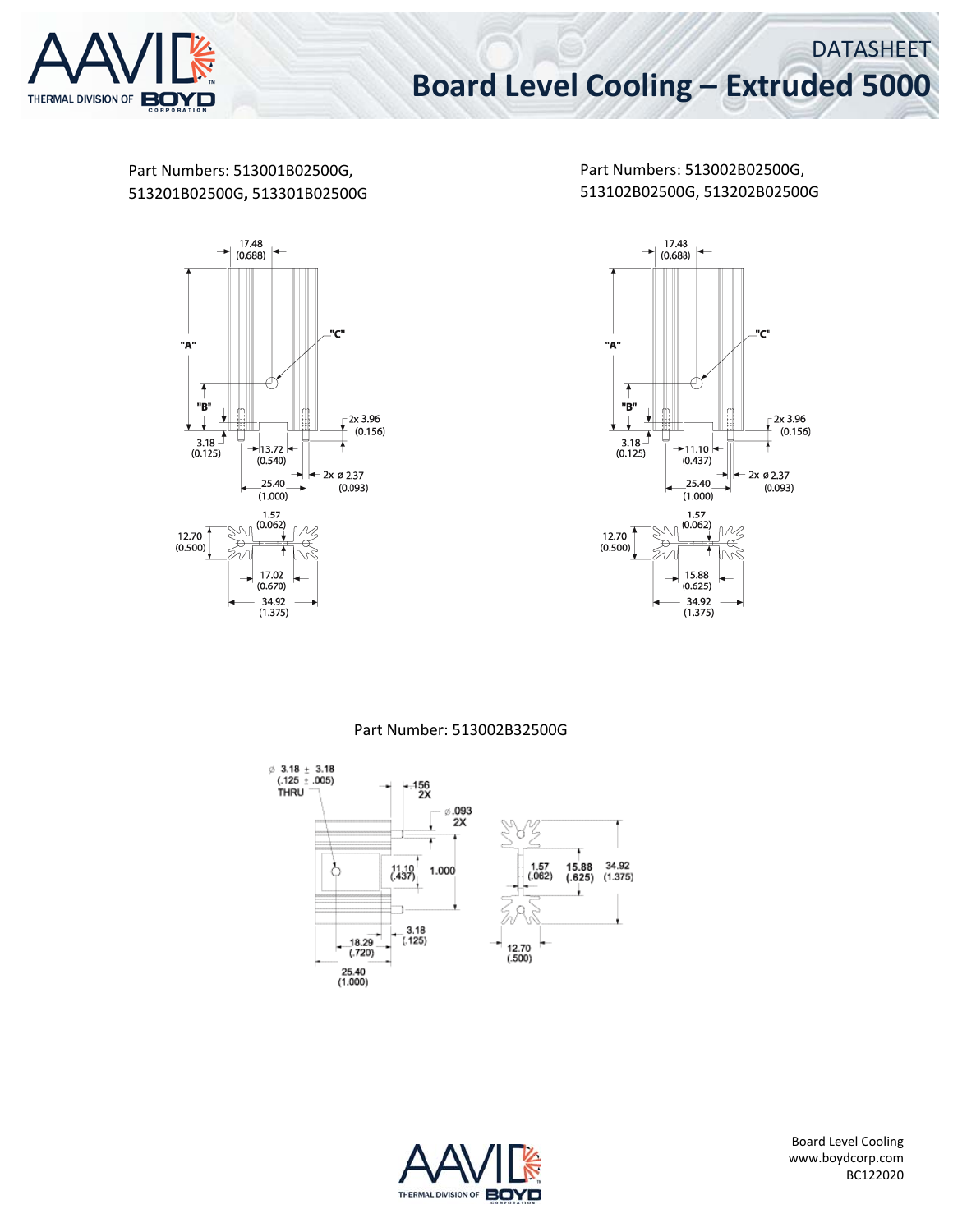Part Numbers: 513001B02500G, 513201B02500G, 513301B02500G

17.48 (0.688)

"A"

"C"

"B"

3.18 (0.125)

13.72 (0.540)

2x 3.96 (0.156)

2x ø 2.37 (0.093)

25.40 (1.000)

1.57 (0.062)

12.70 (0.500)

17.02 (0.670)

34.92 (1.375)

Part Numbers: 513002B02500G, 513102B02500G, 513202B02500G

17.48 (0.688)

"A"

"C"

"B"

3.18 (0.125)

11.10 (0.437)

2x 3.96 (0.156)

2x ø 2.37 (0.093)

25.40 (1.000)

1.57 (0.062)

12.70 (0.500)

15.88 (0.625)

34.92 (1.375)

Part Number: 513002B32500G

ø 3.18 ± 3.18 (.125 ± .005) THRU

.156 2X

ø.093 2X

11.10 (.437)

1.000

18.29 (.720)

3.18 (.125)

25.40 (1.000)

1.57 (.062)

15.88 (.625)

34.92 (1.375)

12.70 (.500)

Board Level Cooling
www.boydcorp.com
BC122020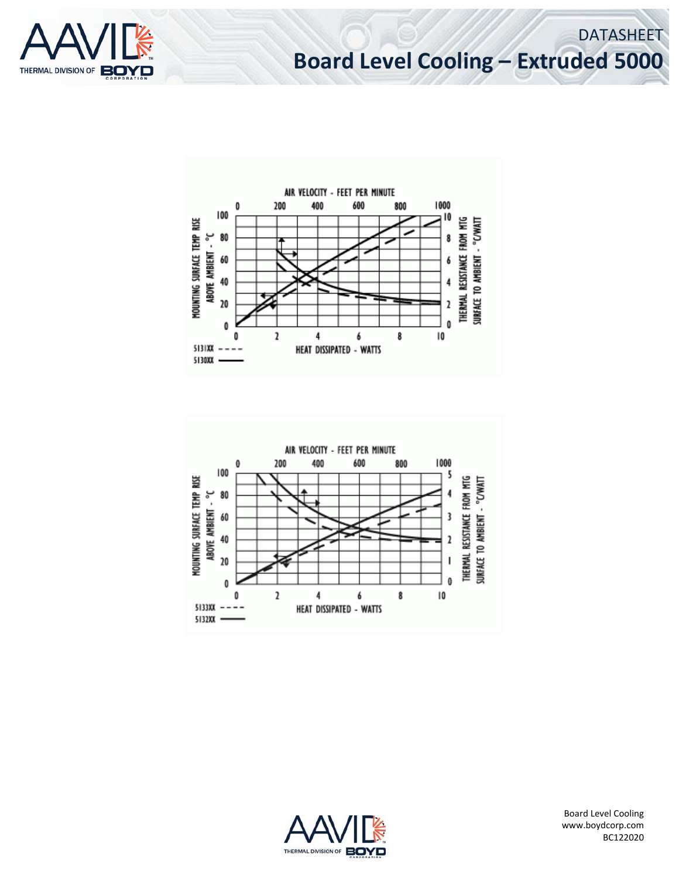AIR VELOCITY - FEET PER MINUTE

0 200 400 600 800 1000

MOUNTING SURFACE TEMP RISE ABOVE AMBIENT - °C

THERMAL RESISTANCE FROM MTG SURFACE TO AMBIENT - °C/WATT

HEAT DISSIPATED - WATTS

5131XX - - - -

5130XX ———

AIR VELOCITY - FEET PER MINUTE

0 200 400 600 800 1000

MOUNTING SURFACE TEMP RISE ABOVE AMBIENT - °C

THERMAL RESISTANCE FROM MTG SURFACE TO AMBIENT - °C/WATT

HEAT DISSIPATED - WATTS

5133XX - - - -

5132XX ———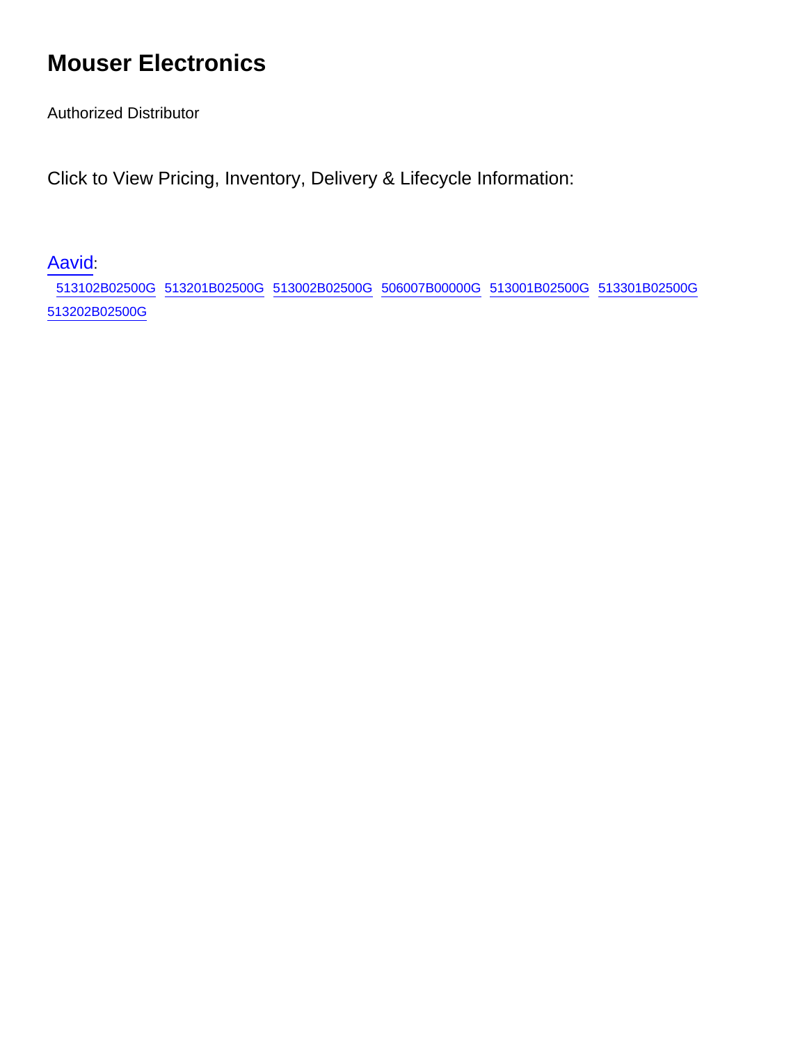# Mouser Electronics

Authorized Distributor

Click to View Pricing, Inventory, Delivery & Lifecycle Information:

Aavid:

513102B02500G 513201B02500G 513002B02500G 506007B00000G 513001B02500G 513301B02500G 513202B02500G